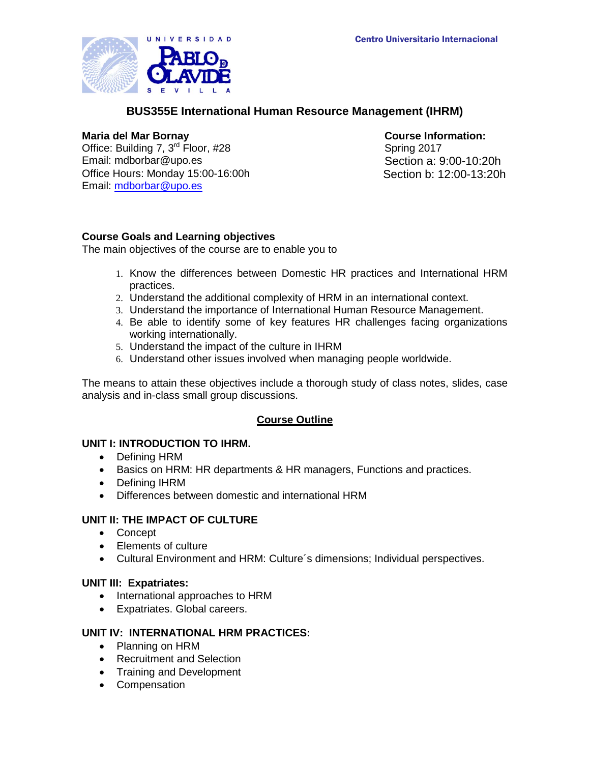UNIVERSIDAD PABLO DE OLAVIDE SEVILLA

Centro Universitario Internacional

# BUS355E International Human Resource Management (IHRM)

**Maria del Mar Bornay**
Office: Building 7, 3rd Floor, #28
Email: mdborbar@upo.es
Office Hours: Monday 15:00-16:00h
Email: mdborbar@upo.es

**Course Information:**
Spring 2017
Section a: 9:00-10:20h
Section b: 12:00-13:20h

## Course Goals and Learning objectives

The main objectives of the course are to enable you to

1. Know the differences between Domestic HR practices and International HRM practices.
2. Understand the additional complexity of HRM in an international context.
3. Understand the importance of International Human Resource Management.
4. Be able to identify some of key features HR challenges facing organizations working internationally.
5. Understand the impact of the culture in IHRM
6. Understand other issues involved when managing people worldwide.

The means to attain these objectives include a thorough study of class notes, slides, case analysis and in-class small group discussions.

## Course Outline

### UNIT I: INTRODUCTION TO IHRM.

- Defining HRM
- Basics on HRM: HR departments & HR managers, Functions and practices.
- Defining IHRM
- Differences between domestic and international HRM

### UNIT II: THE IMPACT OF CULTURE

- Concept
- Elements of culture
- Cultural Environment and HRM: Culture´s dimensions; Individual perspectives.

### UNIT III: Expatriates:

- International approaches to HRM
- Expatriates. Global careers.

### UNIT IV: INTERNATIONAL HRM PRACTICES:

- Planning on HRM
- Recruitment and Selection
- Training and Development
- Compensation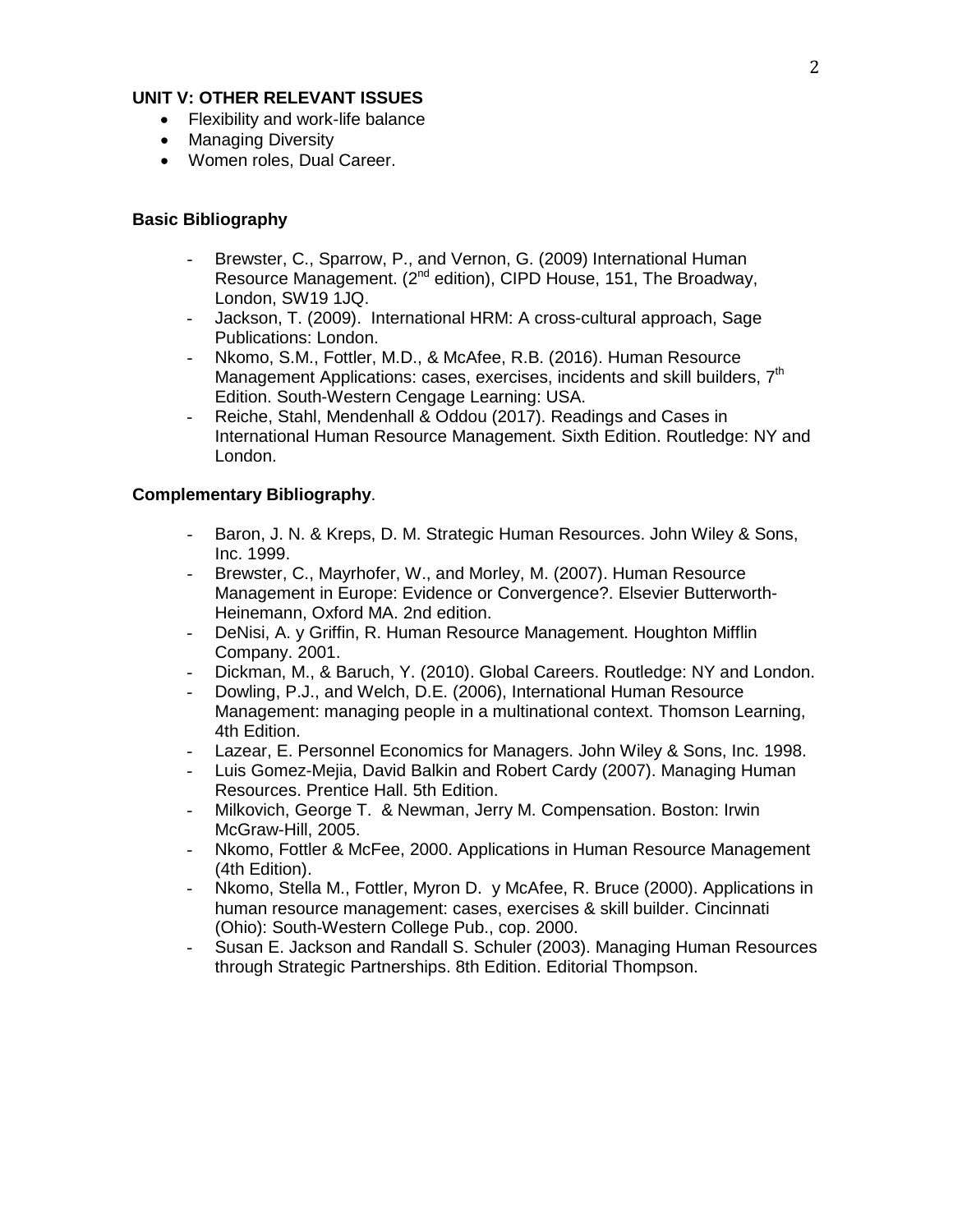**UNIT V: OTHER RELEVANT ISSUES**

- Flexibility and work-life balance
- Managing Diversity
- Women roles, Dual Career.

**Basic Bibliography**

- Brewster, C., Sparrow, P., and Vernon, G. (2009) International Human Resource Management. (2nd edition), CIPD House, 151, The Broadway, London, SW19 1JQ.
- Jackson, T. (2009). International HRM: A cross-cultural approach, Sage Publications: London.
- Nkomo, S.M., Fottler, M.D., & McAfee, R.B. (2016). Human Resource Management Applications: cases, exercises, incidents and skill builders, 7th Edition. South-Western Cengage Learning: USA.
- Reiche, Stahl, Mendenhall & Oddou (2017). Readings and Cases in International Human Resource Management. Sixth Edition. Routledge: NY and London.

**Complementary Bibliography**.

- Baron, J. N. & Kreps, D. M. Strategic Human Resources. John Wiley & Sons, Inc. 1999.
- Brewster, C., Mayrhofer, W., and Morley, M. (2007). Human Resource Management in Europe: Evidence or Convergence?. Elsevier Butterworth-Heinemann, Oxford MA. 2nd edition.
- DeNisi, A. y Griffin, R. Human Resource Management. Houghton Mifflin Company. 2001.
- Dickman, M., & Baruch, Y. (2010). Global Careers. Routledge: NY and London.
- Dowling, P.J., and Welch, D.E. (2006), International Human Resource Management: managing people in a multinational context. Thomson Learning, 4th Edition.
- Lazear, E. Personnel Economics for Managers. John Wiley & Sons, Inc. 1998.
- Luis Gomez-Mejia, David Balkin and Robert Cardy (2007). Managing Human Resources. Prentice Hall. 5th Edition.
- Milkovich, George T. & Newman, Jerry M. Compensation. Boston: Irwin McGraw-Hill, 2005.
- Nkomo, Fottler & McFee, 2000. Applications in Human Resource Management (4th Edition).
- Nkomo, Stella M., Fottler, Myron D. y McAfee, R. Bruce (2000). Applications in human resource management: cases, exercises & skill builder. Cincinnati (Ohio): South-Western College Pub., cop. 2000.
- Susan E. Jackson and Randall S. Schuler (2003). Managing Human Resources through Strategic Partnerships. 8th Edition. Editorial Thompson.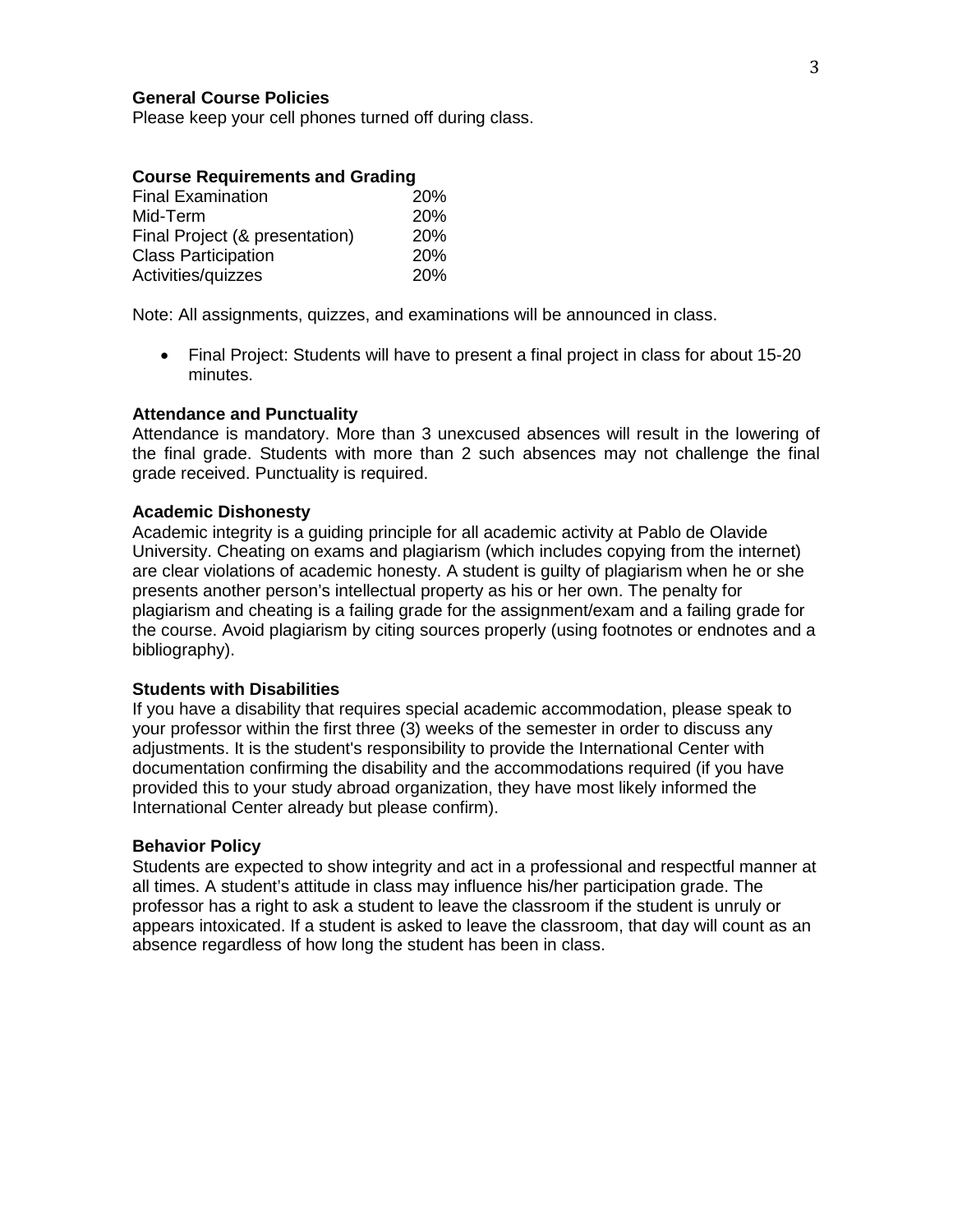### General Course Policies

Please keep your cell phones turned off during class.

### Course Requirements and Grading

| | |
|---|---|
| Final Examination | 20% |
| Mid-Term | 20% |
| Final Project (& presentation) | 20% |
| Class Participation | 20% |
| Activities/quizzes | 20% |

Note: All assignments, quizzes, and examinations will be announced in class.

- Final Project: Students will have to present a final project in class for about 15-20 minutes.

### Attendance and Punctuality

Attendance is mandatory. More than 3 unexcused absences will result in the lowering of the final grade. Students with more than 2 such absences may not challenge the final grade received. Punctuality is required.

### Academic Dishonesty

Academic integrity is a guiding principle for all academic activity at Pablo de Olavide University. Cheating on exams and plagiarism (which includes copying from the internet) are clear violations of academic honesty. A student is guilty of plagiarism when he or she presents another person's intellectual property as his or her own. The penalty for plagiarism and cheating is a failing grade for the assignment/exam and a failing grade for the course. Avoid plagiarism by citing sources properly (using footnotes or endnotes and a bibliography).

### Students with Disabilities

If you have a disability that requires special academic accommodation, please speak to your professor within the first three (3) weeks of the semester in order to discuss any adjustments. It is the student's responsibility to provide the International Center with documentation confirming the disability and the accommodations required (if you have provided this to your study abroad organization, they have most likely informed the International Center already but please confirm).

### Behavior Policy

Students are expected to show integrity and act in a professional and respectful manner at all times. A student's attitude in class may influence his/her participation grade. The professor has a right to ask a student to leave the classroom if the student is unruly or appears intoxicated. If a student is asked to leave the classroom, that day will count as an absence regardless of how long the student has been in class.